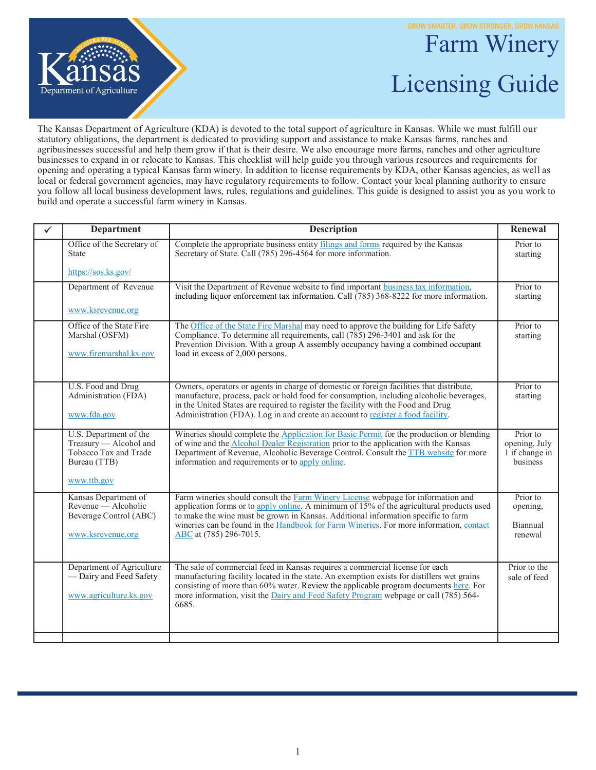GROW SMARTER. GROW STRONGER. GROW KANSAS.

# Farm Winery Licensing Guide

The Kansas Department of Agriculture (KDA) is devoted to the total support of agriculture in Kansas. While we must fulfill our statutory obligations, the department is dedicated to providing support and assistance to make Kansas farms, ranches and agribusinesses successful and help them grow if that is their desire. We also encourage more farms, ranches and other agriculture businesses to expand in or relocate to Kansas. This checklist will help guide you through various resources and requirements for opening and operating a typical Kansas farm winery. In addition to license requirements by KDA, other Kansas agencies, as well as local or federal government agencies, may have regulatory requirements to follow. Contact your local planning authority to ensure you follow all local business development laws, rules, regulations and guidelines. This guide is designed to assist you as you work to build and operate a successful farm winery in Kansas.

| ✓ | Department | Description | Renewal |
|---|---|---|---|
| | Office of the Secretary of State<br><br>https://sos.ks.gov/ | Complete the appropriate business entity filings and forms required by the Kansas Secretary of State. Call (785) 296-4564 for more information. | Prior to starting |
| | Department of Revenue<br><br>www.ksrevenue.org | Visit the Department of Revenue website to find important business tax information, including liquor enforcement tax information. Call (785) 368-8222 for more information. | Prior to starting |
| | Office of the State Fire Marshal (OSFM)<br><br>www.firemarshal.ks.gov | The Office of the State Fire Marshal may need to approve the building for Life Safety Compliance. To determine all requirements, call (785) 296-3401 and ask for the Prevention Division. With a group A assembly occupancy having a combined occupant load in excess of 2,000 persons. | Prior to starting |
| | U.S. Food and Drug Administration (FDA)<br><br>www.fda.gov | Owners, operators or agents in charge of domestic or foreign facilities that distribute, manufacture, process, pack or hold food for consumption, including alcoholic beverages, in the United States are required to register the facility with the Food and Drug Administration (FDA). Log in and create an account to register a food facility. | Prior to starting |
| | U.S. Department of the Treasury — Alcohol and Tobacco Tax and Trade Bureau (TTB)<br><br>www.ttb.gov | Wineries should complete the Application for Basic Permit for the production or blending of wine and the Alcohol Dealer Registration prior to the application with the Kansas Department of Revenue, Alcoholic Beverage Control. Consult the TTB website for more information and requirements or to apply online. | Prior to opening, July 1 if change in business |
| | Kansas Department of Revenue — Alcoholic Beverage Control (ABC)<br><br>www.ksrevenue.org | Farm wineries should consult the Farm Winery License webpage for information and application forms or to apply online. A minimum of 15% of the agricultural products used to make the wine must be grown in Kansas. Additional information specific to farm wineries can be found in the Handbook for Farm Wineries. For more information, contact ABC at (785) 296-7015. | Prior to opening,<br><br>Biannual renewal |
| | Department of Agriculture — Dairy and Feed Safety<br><br>www.agriculture.ks.gov | The sale of commercial feed in Kansas requires a commercial license for each manufacturing facility located in the state. An exemption exists for distillers wet grains consisting of more than 60% water. Review the applicable program documents here. For more information, visit the Dairy and Feed Safety Program webpage or call (785) 564-6685. | Prior to the sale of feed |
| | | | |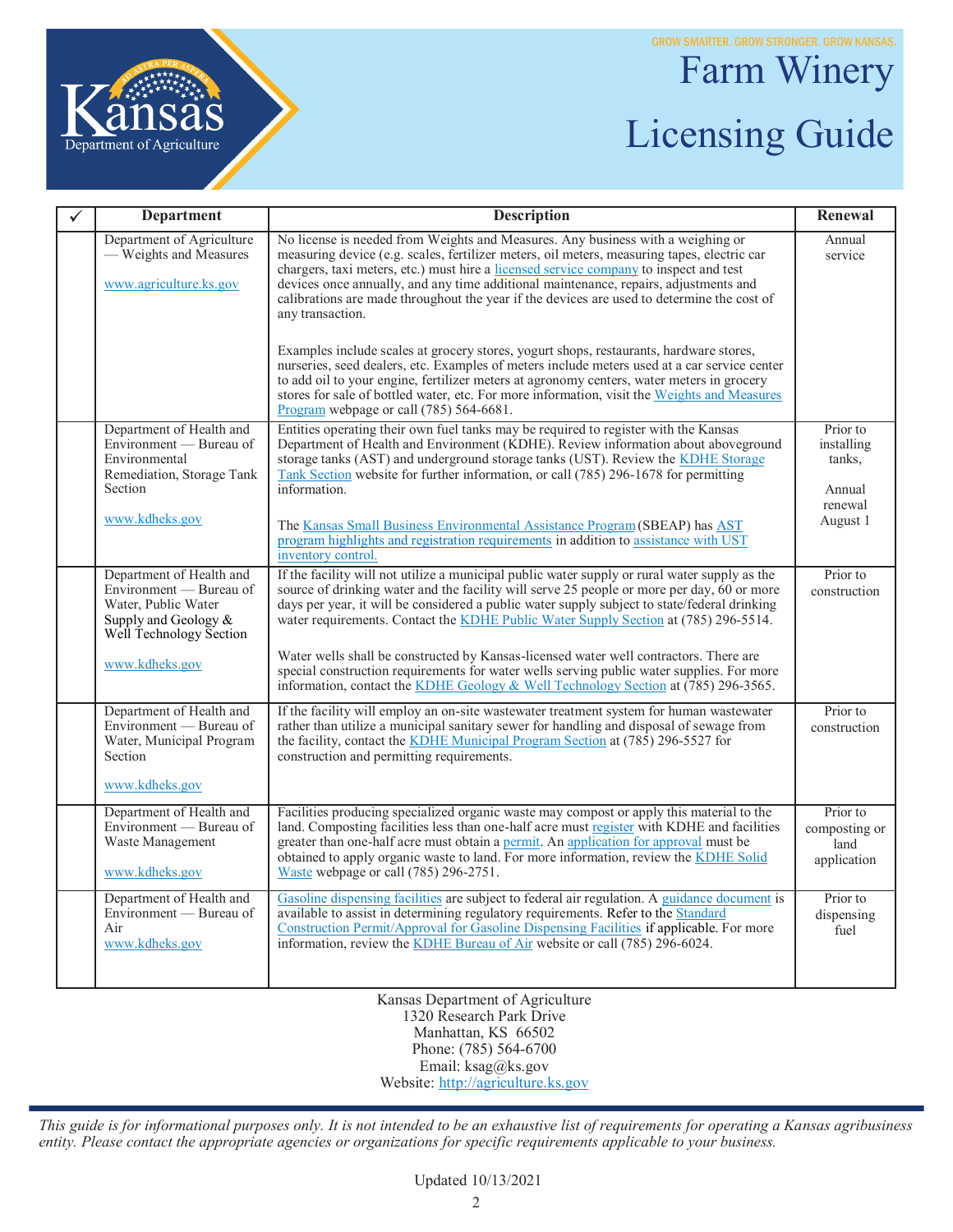# Farm Winery Licensing Guide

GROW SMARTER. GROW STRONGER. GROW KANSAS.

| ✓ | Department | Description | Renewal |
|---|---|---|---|
| | Department of Agriculture — Weights and Measures<br><br>www.agriculture.ks.gov | No license is needed from Weights and Measures. Any business with a weighing or measuring device (e.g. scales, fertilizer meters, oil meters, measuring tapes, electric car chargers, taxi meters, etc.) must hire a licensed service company to inspect and test devices once annually, and any time additional maintenance, repairs, adjustments and calibrations are made throughout the year if the devices are used to determine the cost of any transaction.<br><br>Examples include scales at grocery stores, yogurt shops, restaurants, hardware stores, nurseries, seed dealers, etc. Examples of meters include meters used at a car service center to add oil to your engine, fertilizer meters at agronomy centers, water meters in grocery stores for sale of bottled water, etc. For more information, visit the Weights and Measures Program webpage or call (785) 564-6681. | Annual service |
| | Department of Health and Environment — Bureau of Environmental Remediation, Storage Tank Section<br><br>www.kdheks.gov | Entities operating their own fuel tanks may be required to register with the Kansas Department of Health and Environment (KDHE). Review information about aboveground storage tanks (AST) and underground storage tanks (UST). Review the KDHE Storage Tank Section website for further information, or call (785) 296-1678 for permitting information.<br><br>The Kansas Small Business Environmental Assistance Program (SBEAP) has AST program highlights and registration requirements in addition to assistance with UST inventory control. | Prior to installing tanks,<br><br>Annual renewal August 1 |
| | Department of Health and Environment — Bureau of Water, Public Water Supply and Geology & Well Technology Section<br><br>www.kdheks.gov | If the facility will not utilize a municipal public water supply or rural water supply as the source of drinking water and the facility will serve 25 people or more per day, 60 or more days per year, it will be considered a public water supply subject to state/federal drinking water requirements. Contact the KDHE Public Water Supply Section at (785) 296-5514.<br><br>Water wells shall be constructed by Kansas-licensed water well contractors. There are special construction requirements for water wells serving public water supplies. For more information, contact the KDHE Geology & Well Technology Section at (785) 296-3565. | Prior to construction |
| | Department of Health and Environment — Bureau of Water, Municipal Program Section<br><br>www.kdheks.gov | If the facility will employ an on-site wastewater treatment system for human wastewater rather than utilize a municipal sanitary sewer for handling and disposal of sewage from the facility, contact the KDHE Municipal Program Section at (785) 296-5527 for construction and permitting requirements. | Prior to construction |
| | Department of Health and Environment — Bureau of Waste Management<br><br>www.kdheks.gov | Facilities producing specialized organic waste may compost or apply this material to the land. Composting facilities less than one-half acre must register with KDHE and facilities greater than one-half acre must obtain a permit. An application for approval must be obtained to apply organic waste to land. For more information, review the KDHE Solid Waste webpage or call (785) 296-2751. | Prior to composting or land application |
| | Department of Health and Environment — Bureau of Air<br>www.kdheks.gov | Gasoline dispensing facilities are subject to federal air regulation. A guidance document is available to assist in determining regulatory requirements. Refer to the Standard Construction Permit/Approval for Gasoline Dispensing Facilities if applicable. For more information, review the KDHE Bureau of Air website or call (785) 296-6024. | Prior to dispensing fuel |

Kansas Department of Agriculture
1320 Research Park Drive
Manhattan, KS 66502
Phone: (785) 564-6700
Email: ksag@ks.gov
Website: http://agriculture.ks.gov

*This guide is for informational purposes only. It is not intended to be an exhaustive list of requirements for operating a Kansas agribusiness entity. Please contact the appropriate agencies or organizations for specific requirements applicable to your business.*

Updated 10/13/2021